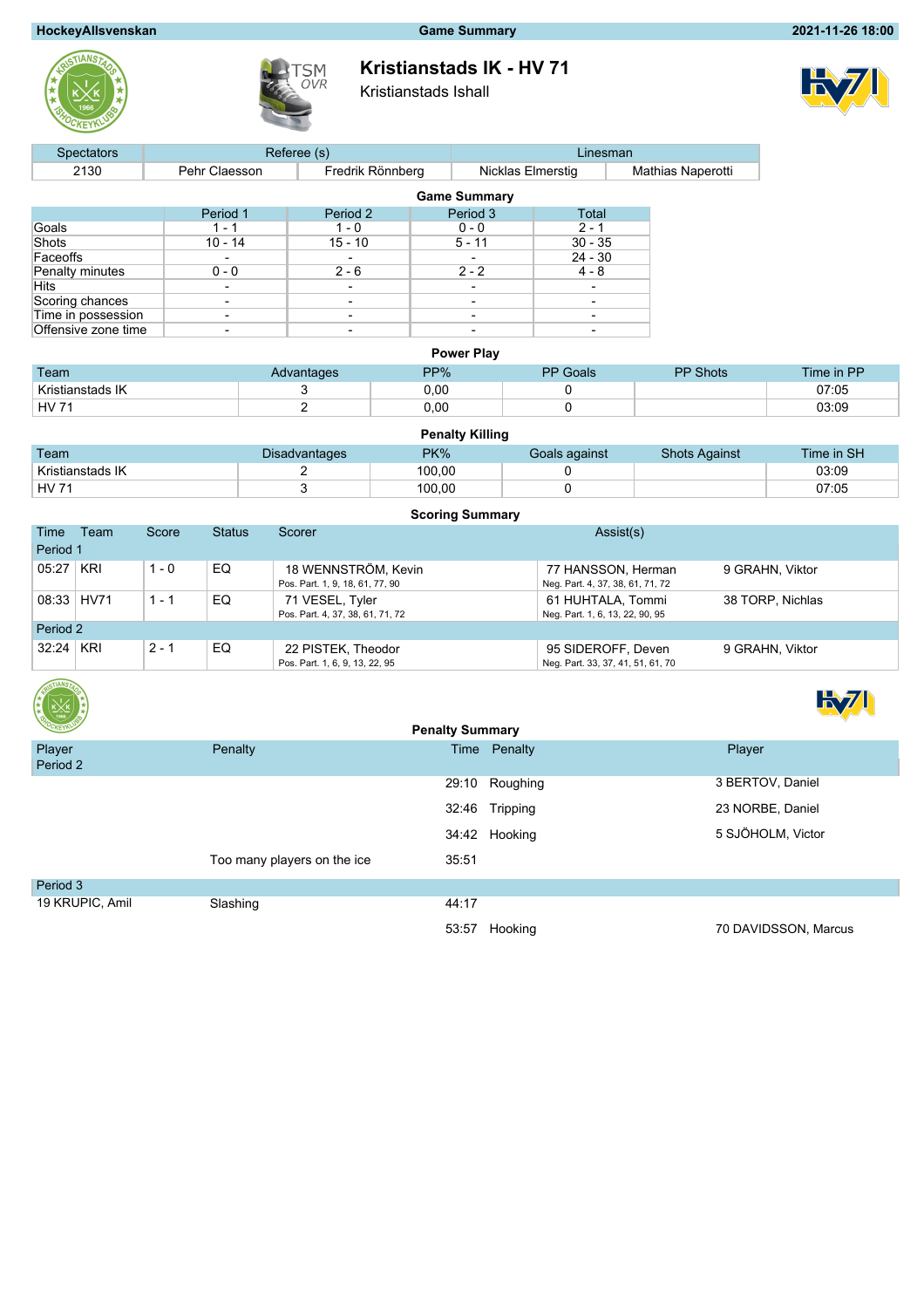HockeyAllsvenskan | Game Summary | 2021-11-26 18:00

# Kristianstads IK - HV 71

Kristianstads Ishall

| Spectators | Referee (s) | | Linesman | |
|---|---|---|---|---|
| 2130 | Pehr Claesson | Fredrik Rönnberg | Nicklas Elmerstig | Mathias Naperotti |

## Game Summary

| | Period 1 | Period 2 | Period 3 | Total |
|---|---|---|---|---|
| Goals | 1 - 1 | 1 - 0 | 0 - 0 | 2 - 1 |
| Shots | 10 - 14 | 15 - 10 | 5 - 11 | 30 - 35 |
| Faceoffs | - | - | - | 24 - 30 |
| Penalty minutes | 0 - 0 | 2 - 6 | 2 - 2 | 4 - 8 |
| Hits | - | - | - | - |
| Scoring chances | - | - | - | - |
| Time in possession | - | - | - | - |
| Offensive zone time | - | - | - | - |

## Power Play

| Team | Advantages | PP% | PP Goals | PP Shots | Time in PP |
|---|---|---|---|---|---|
| Kristianstads IK | 3 | 0,00 | 0 | | 07:05 |
| HV 71 | 2 | 0,00 | 0 | | 03:09 |

## Penalty Killing

| Team | Disadvantages | PK% | Goals against | Shots Against | Time in SH |
|---|---|---|---|---|---|
| Kristianstads IK | 2 | 100,00 | 0 | | 03:09 |
| HV 71 | 3 | 100,00 | 0 | | 07:05 |

## Scoring Summary

| Time | Team | Score | Status | Scorer | Assist(s) | |
|---|---|---|---|---|---|---|
| Period 1 | | | | | | |
| 05:27 | KRI | 1 - 0 | EQ | 18 WENNSTRÖM, Kevin<br>Pos. Part. 1, 9, 18, 61, 77, 90 | 77 HANSSON, Herman<br>Neg. Part. 4, 37, 38, 61, 71, 72 | 9 GRAHN, Viktor |
| 08:33 | HV71 | 1 - 1 | EQ | 71 VESEL, Tyler<br>Pos. Part. 4, 37, 38, 61, 71, 72 | 61 HUHTALA, Tommi<br>Neg. Part. 1, 6, 13, 22, 90, 95 | 38 TORP, Nichlas |
| Period 2 | | | | | | |
| 32:24 | KRI | 2 - 1 | EQ | 22 PISTEK, Theodor<br>Pos. Part. 1, 6, 9, 13, 22, 95 | 95 SIDEROFF, Deven<br>Neg. Part. 33, 37, 41, 51, 61, 70 | 9 GRAHN, Viktor |

## Penalty Summary

| Player | Penalty | Time | Penalty | Player |
|---|---|---|---|---|
| Period 2 | | | | |
| | | 29:10 | Roughing | 3 BERTOV, Daniel |
| | | 32:46 | Tripping | 23 NORBE, Daniel |
| | | 34:42 | Hooking | 5 SJÖHOLM, Victor |
| | Too many players on the ice | 35:51 | | |
| Period 3 | | | | |
| 19 KRUPIC, Amil | Slashing | 44:17 | | |
| | | 53:57 | Hooking | 70 DAVIDSSON, Marcus |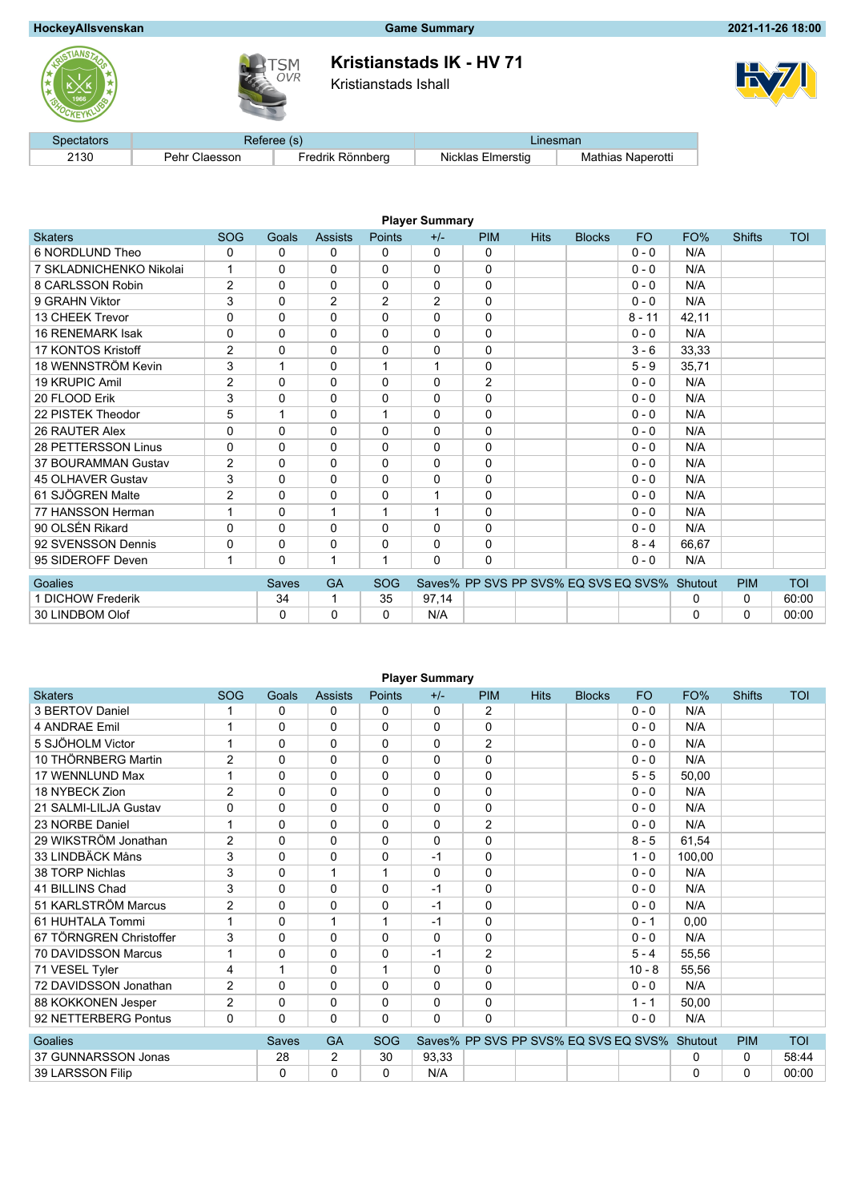HockeyAllsvenskan | Game Summary | 2021-11-26 18:00

# Kristianstads IK - HV 71

Kristianstads Ishall

| Spectators | Referee (s) | | Linesman | |
|---|---|---|---|---|
| 2130 | Pehr Claesson | Fredrik Rönnberg | Nicklas Elmerstig | Mathias Naperotti |

## Player Summary

| Skaters | SOG | Goals | Assists | Points | +/- | PIM | Hits | Blocks | FO | FO% | Shifts | TOI |
|---|---|---|---|---|---|---|---|---|---|---|---|---|
| 6 NORDLUND Theo | 0 | 0 | 0 | 0 | 0 | 0 | | | 0 - 0 | N/A | | |
| 7 SKLADNICHENKO Nikolai | 1 | 0 | 0 | 0 | 0 | 0 | | | 0 - 0 | N/A | | |
| 8 CARLSSON Robin | 2 | 0 | 0 | 0 | 0 | 0 | | | 0 - 0 | N/A | | |
| 9 GRAHN Viktor | 3 | 0 | 2 | 2 | 2 | 0 | | | 0 - 0 | N/A | | |
| 13 CHEEK Trevor | 0 | 0 | 0 | 0 | 0 | 0 | | | 8 - 11 | 42,11 | | |
| 16 RENEMARK Isak | 0 | 0 | 0 | 0 | 0 | 0 | | | 0 - 0 | N/A | | |
| 17 KONTOS Kristoff | 2 | 0 | 0 | 0 | 0 | 0 | | | 3 - 6 | 33,33 | | |
| 18 WENNSTRÖM Kevin | 3 | 1 | 0 | 1 | 1 | 0 | | | 5 - 9 | 35,71 | | |
| 19 KRUPIC Amil | 2 | 0 | 0 | 0 | 0 | 2 | | | 0 - 0 | N/A | | |
| 20 FLOOD Erik | 3 | 0 | 0 | 0 | 0 | 0 | | | 0 - 0 | N/A | | |
| 22 PISTEK Theodor | 5 | 1 | 0 | 1 | 0 | 0 | | | 0 - 0 | N/A | | |
| 26 RAUTER Alex | 0 | 0 | 0 | 0 | 0 | 0 | | | 0 - 0 | N/A | | |
| 28 PETTERSSON Linus | 0 | 0 | 0 | 0 | 0 | 0 | | | 0 - 0 | N/A | | |
| 37 BOURAMMAN Gustav | 2 | 0 | 0 | 0 | 0 | 0 | | | 0 - 0 | N/A | | |
| 45 OLHAVER Gustav | 3 | 0 | 0 | 0 | 0 | 0 | | | 0 - 0 | N/A | | |
| 61 SJÖGREN Malte | 2 | 0 | 0 | 0 | 1 | 0 | | | 0 - 0 | N/A | | |
| 77 HANSSON Herman | 1 | 0 | 1 | 1 | 1 | 0 | | | 0 - 0 | N/A | | |
| 90 OLSÉN Rikard | 0 | 0 | 0 | 0 | 0 | 0 | | | 0 - 0 | N/A | | |
| 92 SVENSSON Dennis | 0 | 0 | 0 | 0 | 0 | 0 | | | 8 - 4 | 66,67 | | |
| 95 SIDEROFF Deven | 1 | 0 | 1 | 1 | 0 | 0 | | | 0 - 0 | N/A | | |

| Goalies | Saves | GA | SOG | Saves% | PP SVS | PP SVS% | EQ SVS | EQ SVS% | Shutout | PIM | TOI |
|---|---|---|---|---|---|---|---|---|---|---|---|
| 1 DICHOW Frederik | 34 | 1 | 35 | 97,14 | | | | | 0 | 0 | 60:00 |
| 30 LINDBOM Olof | 0 | 0 | 0 | N/A | | | | | 0 | 0 | 00:00 |

## Player Summary

| Skaters | SOG | Goals | Assists | Points | +/- | PIM | Hits | Blocks | FO | FO% | Shifts | TOI |
|---|---|---|---|---|---|---|---|---|---|---|---|---|
| 3 BERTOV Daniel | 1 | 0 | 0 | 0 | 0 | 2 | | | 0 - 0 | N/A | | |
| 4 ANDRAE Emil | 1 | 0 | 0 | 0 | 0 | 0 | | | 0 - 0 | N/A | | |
| 5 SJÖHOLM Victor | 1 | 0 | 0 | 0 | 0 | 2 | | | 0 - 0 | N/A | | |
| 10 THÖRNBERG Martin | 2 | 0 | 0 | 0 | 0 | 0 | | | 0 - 0 | N/A | | |
| 17 WENNLUND Max | 1 | 0 | 0 | 0 | 0 | 0 | | | 5 - 5 | 50,00 | | |
| 18 NYBECK Zion | 2 | 0 | 0 | 0 | 0 | 0 | | | 0 - 0 | N/A | | |
| 21 SALMI-LILJA Gustav | 0 | 0 | 0 | 0 | 0 | 0 | | | 0 - 0 | N/A | | |
| 23 NORBE Daniel | 1 | 0 | 0 | 0 | 0 | 2 | | | 0 - 0 | N/A | | |
| 29 WIKSTRÖM Jonathan | 2 | 0 | 0 | 0 | 0 | 0 | | | 8 - 5 | 61,54 | | |
| 33 LINDBÄCK Måns | 3 | 0 | 0 | 0 | -1 | 0 | | | 1 - 0 | 100,00 | | |
| 38 TORP Nichlas | 3 | 0 | 1 | 1 | 0 | 0 | | | 0 - 0 | N/A | | |
| 41 BILLINS Chad | 3 | 0 | 0 | 0 | -1 | 0 | | | 0 - 0 | N/A | | |
| 51 KARLSTRÖM Marcus | 2 | 0 | 0 | 0 | -1 | 0 | | | 0 - 0 | N/A | | |
| 61 HUHTALA Tommi | 1 | 0 | 1 | 1 | -1 | 0 | | | 0 - 1 | 0,00 | | |
| 67 TÖRNGREN Christoffer | 3 | 0 | 0 | 0 | 0 | 0 | | | 0 - 0 | N/A | | |
| 70 DAVIDSSON Marcus | 1 | 0 | 0 | 0 | -1 | 2 | | | 5 - 4 | 55,56 | | |
| 71 VESEL Tyler | 4 | 1 | 0 | 1 | 0 | 0 | | | 10 - 8 | 55,56 | | |
| 72 DAVIDSSON Jonathan | 2 | 0 | 0 | 0 | 0 | 0 | | | 0 - 0 | N/A | | |
| 88 KOKKONEN Jesper | 2 | 0 | 0 | 0 | 0 | 0 | | | 1 - 1 | 50,00 | | |
| 92 NETTERBERG Pontus | 0 | 0 | 0 | 0 | 0 | 0 | | | 0 - 0 | N/A | | |

| Goalies | Saves | GA | SOG | Saves% | PP SVS | PP SVS% | EQ SVS | EQ SVS% | Shutout | PIM | TOI |
|---|---|---|---|---|---|---|---|---|---|---|---|
| 37 GUNNARSSON Jonas | 28 | 2 | 30 | 93,33 | | | | | 0 | 0 | 58:44 |
| 39 LARSSON Filip | 0 | 0 | 0 | N/A | | | | | 0 | 0 | 00:00 |